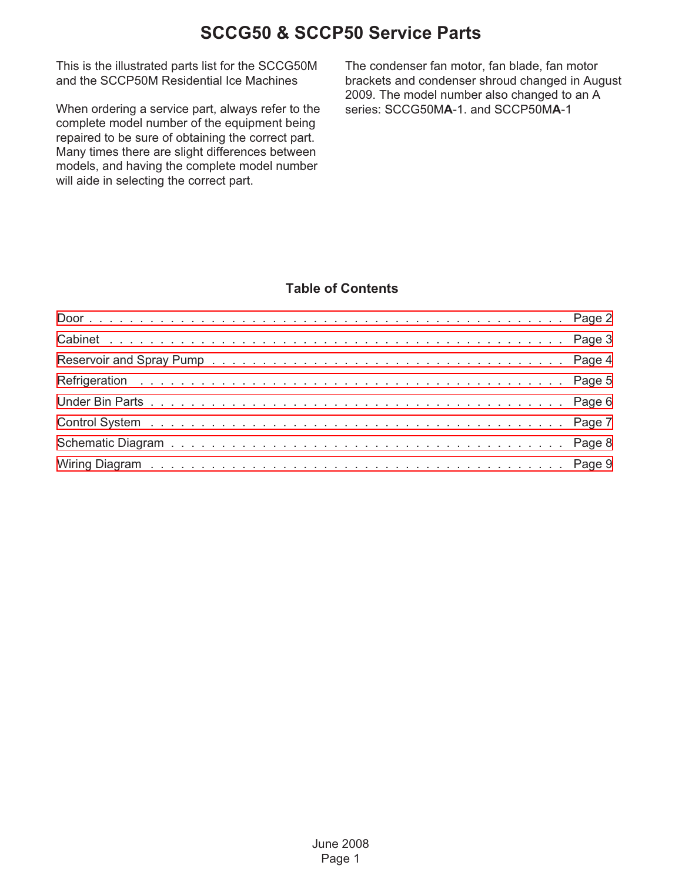# SCCG50 & SCCP50 Service Parts

This is the illustrated parts list for the SCCG50M and the SCCP50M Residential Ice Machines

When ordering a service part, always refer to the complete model number of the equipment being repaired to be sure of obtaining the correct part. Many times there are slight differences between models, and having the complete model number will aide in selecting the correct part.

The condenser fan motor, fan blade, fan motor brackets and condenser shroud changed in August 2009. The model number also changed to an A series: SCCG50M**A**-1. and SCCP50M**A**-1

## Table of Contents

| | |
|---|---|
| Door | Page 2 |
| Cabinet | Page 3 |
| Reservoir and Spray Pump | Page 4 |
| Refrigeration | Page 5 |
| Under Bin Parts | Page 6 |
| Control System | Page 7 |
| Schematic Diagram | Page 8 |
| Wiring Diagram | Page 9 |

June 2008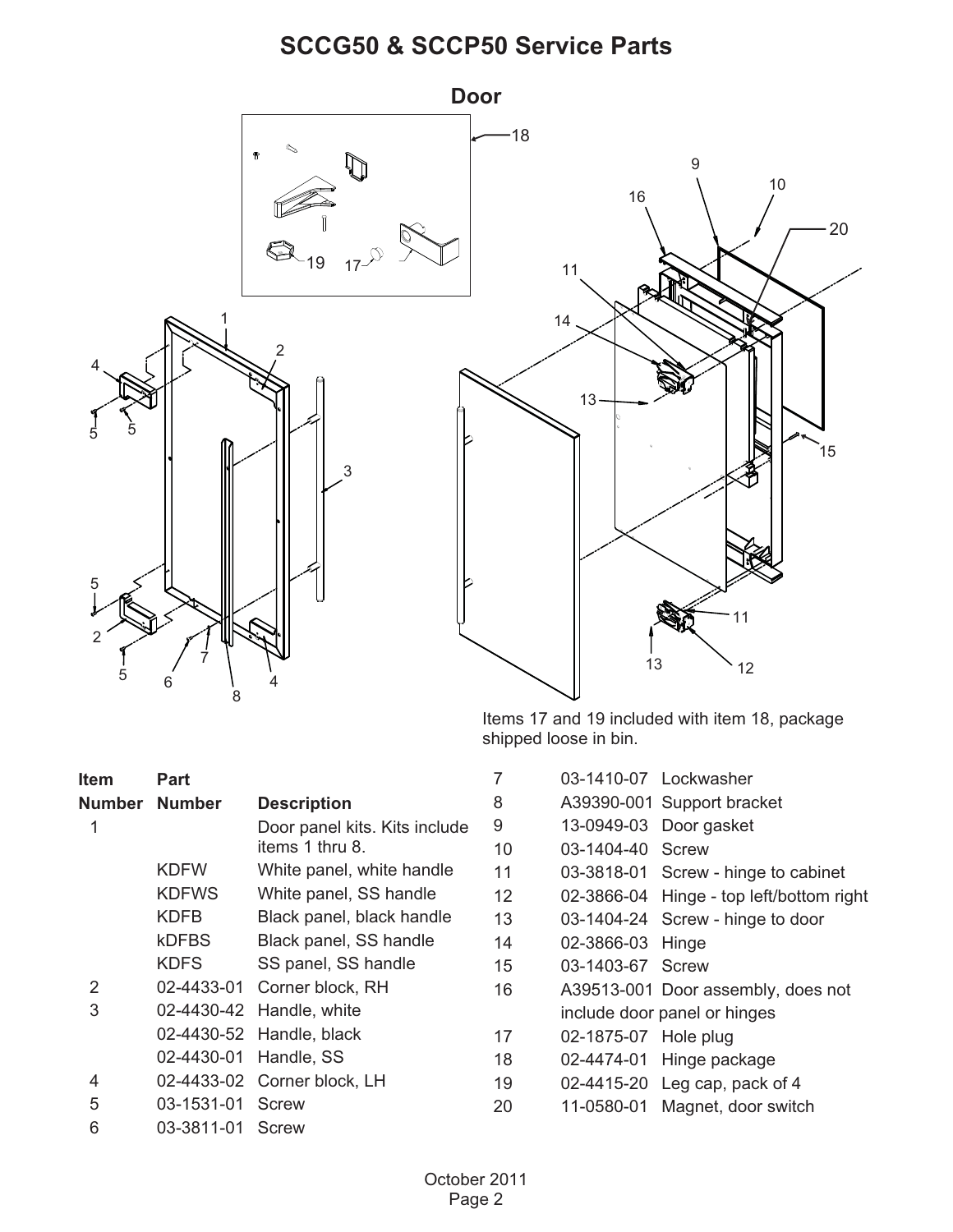# SCCG50 & SCCP50 Service Parts

## Door

Items 17 and 19 included with item 18, package shipped loose in bin.

| Item Number | Part Number | Description |
|---|---|---|
| 1 | | Door panel kits. Kits include items 1 thru 8. |
| | KDFW | White panel, white handle |
| | KDFWS | White panel, SS handle |
| | KDFB | Black panel, black handle |
| | kDFBS | Black panel, SS handle |
| | KDFS | SS panel, SS handle |
| 2 | 02-4433-01 | Corner block, RH |
| 3 | 02-4430-42 | Handle, white |
| | 02-4430-52 | Handle, black |
| | 02-4430-01 | Handle, SS |
| 4 | 02-4433-02 | Corner block, LH |
| 5 | 03-1531-01 | Screw |
| 6 | 03-3811-01 | Screw |
| 7 | 03-1410-07 | Lockwasher |
| 8 | A39390-001 | Support bracket |
| 9 | 13-0949-03 | Door gasket |
| 10 | 03-1404-40 | Screw |
| 11 | 03-3818-01 | Screw - hinge to cabinet |
| 12 | 02-3866-04 | Hinge - top left/bottom right |
| 13 | 03-1404-24 | Screw - hinge to door |
| 14 | 02-3866-03 | Hinge |
| 15 | 03-1403-67 | Screw |
| 16 | A39513-001 | Door assembly, does not include door panel or hinges |
| 17 | 02-1875-07 | Hole plug |
| 18 | 02-4474-01 | Hinge package |
| 19 | 02-4415-20 | Leg cap, pack of 4 |
| 20 | 11-0580-01 | Magnet, door switch |

October 2011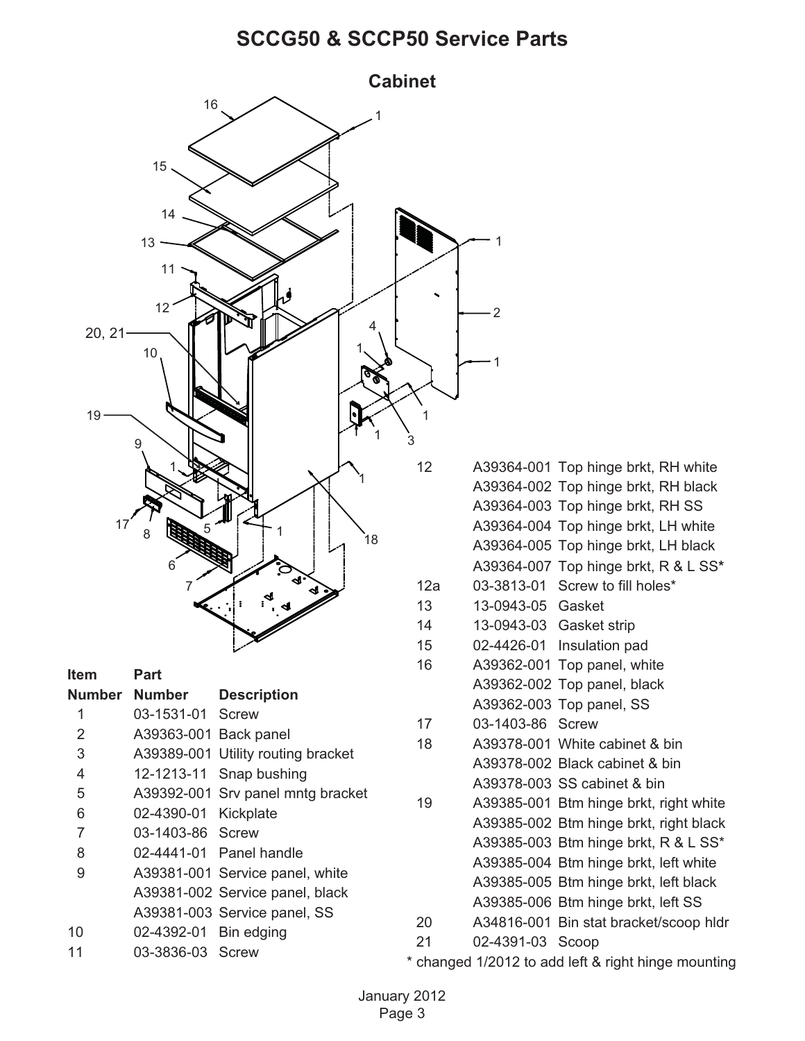# SCCG50 & SCCP50 Service Parts

## Cabinet

| Item Number | Part Number | Description |
|---|---|---|
| 1 | 03-1531-01 | Screw |
| 2 | A39363-001 | Back panel |
| 3 | A39389-001 | Utility routing bracket |
| 4 | 12-1213-11 | Snap bushing |
| 5 | A39392-001 | Srv panel mntg bracket |
| 6 | 02-4390-01 | Kickplate |
| 7 | 03-1403-86 | Screw |
| 8 | 02-4441-01 | Panel handle |
| 9 | A39381-001 | Service panel, white |
| | A39381-002 | Service panel, black |
| | A39381-003 | Service panel, SS |
| 10 | 02-4392-01 | Bin edging |
| 11 | 03-3836-03 | Screw |
| 12 | A39364-001 | Top hinge brkt, RH white |
| | A39364-002 | Top hinge brkt, RH black |
| | A39364-003 | Top hinge brkt, RH SS |
| | A39364-004 | Top hinge brkt, LH white |
| | A39364-005 | Top hinge brkt, LH black |
| | A39364-007 | Top hinge brkt, R & L SS* |
| 12a | 03-3813-01 | Screw to fill holes* |
| 13 | 13-0943-05 | Gasket |
| 14 | 13-0943-03 | Gasket strip |
| 15 | 02-4426-01 | Insulation pad |
| 16 | A39362-001 | Top panel, white |
| | A39362-002 | Top panel, black |
| | A39362-003 | Top panel, SS |
| 17 | 03-1403-86 | Screw |
| 18 | A39378-001 | White cabinet & bin |
| | A39378-002 | Black cabinet & bin |
| | A39378-003 | SS cabinet & bin |
| 19 | A39385-001 | Btm hinge brkt, right white |
| | A39385-002 | Btm hinge brkt, right black |
| | A39385-003 | Btm hinge brkt, R & L SS* |
| | A39385-004 | Btm hinge brkt, left white |
| | A39385-005 | Btm hinge brkt, left black |
| | A39385-006 | Btm hinge brkt, left SS |
| 20 | A34816-001 | Bin stat bracket/scoop hldr |
| 21 | 02-4391-03 | Scoop |

* changed 1/2012 to add left & right hinge mounting

January 2012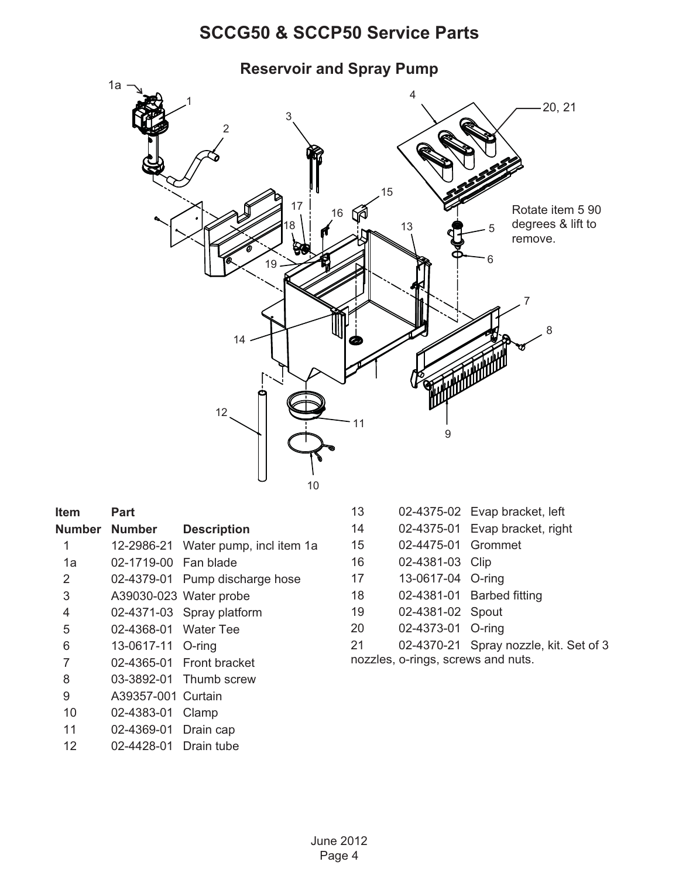# SCCG50 & SCCP50 Service Parts

## Reservoir and Spray Pump

Rotate item 5 90 degrees & lift to remove.

| Item Number | Part Number | Description |
|---|---|---|
| 1 | 12-2986-21 | Water pump, incl item 1a |
| 1a | 02-1719-00 | Fan blade |
| 2 | 02-4379-01 | Pump discharge hose |
| 3 | A39030-023 | Water probe |
| 4 | 02-4371-03 | Spray platform |
| 5 | 02-4368-01 | Water Tee |
| 6 | 13-0617-11 | O-ring |
| 7 | 02-4365-01 | Front bracket |
| 8 | 03-3892-01 | Thumb screw |
| 9 | A39357-001 | Curtain |
| 10 | 02-4383-01 | Clamp |
| 11 | 02-4369-01 | Drain cap |
| 12 | 02-4428-01 | Drain tube |
| 13 | 02-4375-02 | Evap bracket, left |
| 14 | 02-4375-01 | Evap bracket, right |
| 15 | 02-4475-01 | Grommet |
| 16 | 02-4381-03 | Clip |
| 17 | 13-0617-04 | O-ring |
| 18 | 02-4381-01 | Barbed fitting |
| 19 | 02-4381-02 | Spout |
| 20 | 02-4373-01 | O-ring |
| 21 | 02-4370-21 | Spray nozzle, kit. Set of 3 nozzles, o-rings, screws and nuts. |

June 2012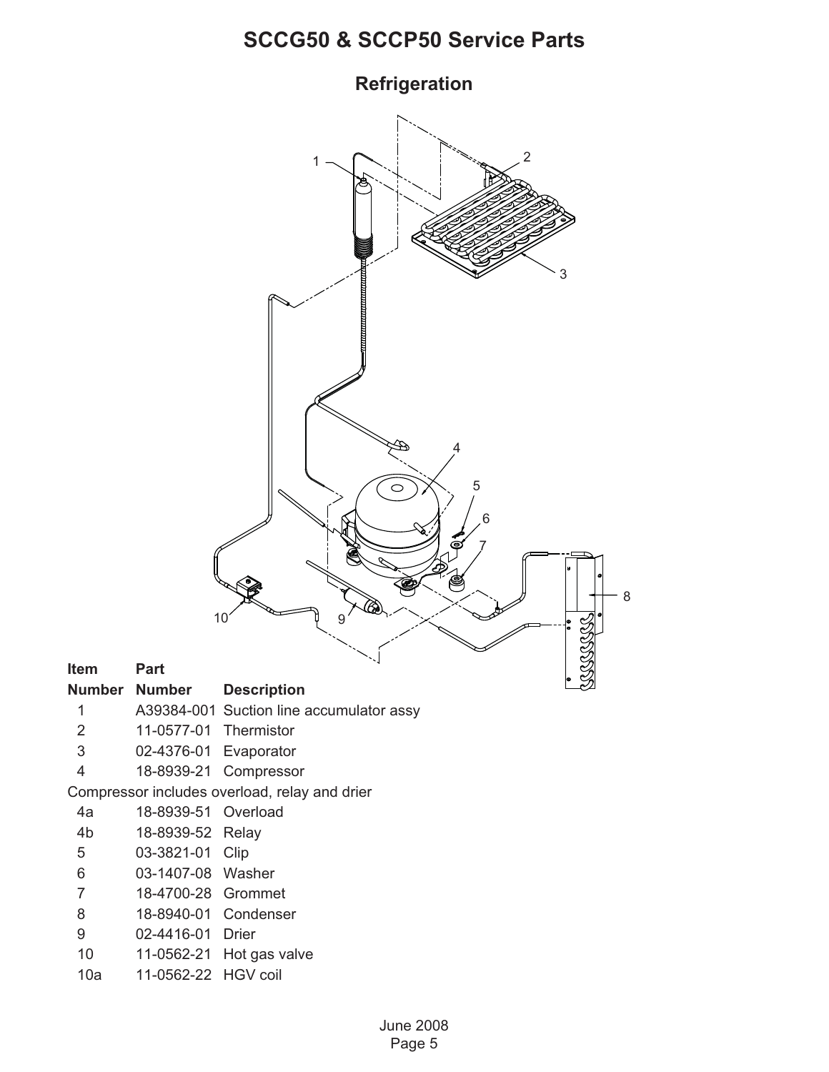# SCCG50 & SCCP50 Service Parts

## Refrigeration

| Item Number | Part Number | Description |
|---|---|---|
| 1 | A39384-001 | Suction line accumulator assy |
| 2 | 11-0577-01 | Thermistor |
| 3 | 02-4376-01 | Evaporator |
| 4 | 18-8939-21 | Compressor |
| Compressor includes overload, relay and drier | | |
| 4a | 18-8939-51 | Overload |
| 4b | 18-8939-52 | Relay |
| 5 | 03-3821-01 | Clip |
| 6 | 03-1407-08 | Washer |
| 7 | 18-4700-28 | Grommet |
| 8 | 18-8940-01 | Condenser |
| 9 | 02-4416-01 | Drier |
| 10 | 11-0562-21 | Hot gas valve |
| 10a | 11-0562-22 | HGV coil |

June 2008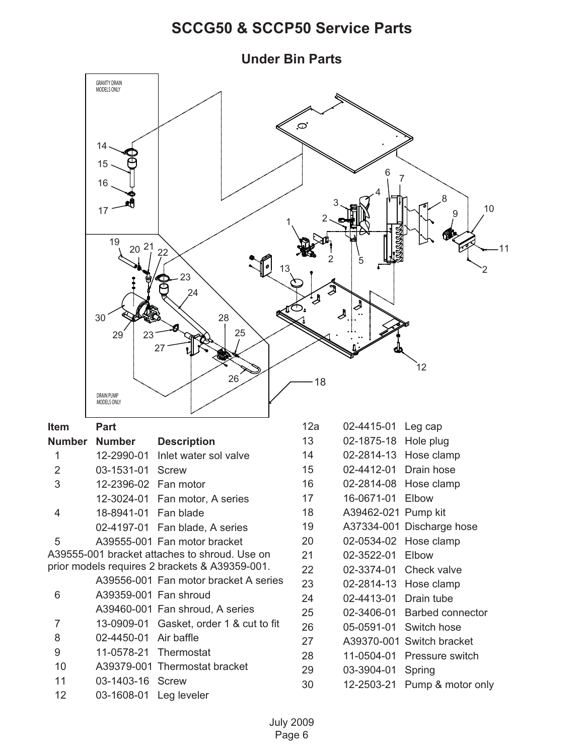# SCCG50 & SCCP50 Service Parts

## Under Bin Parts

GRAVITY DRAIN MODELS ONLY

DRAIN PUMP MODELS ONLY

| Item Number | Part Number | Description |
|---|---|---|
| 1 | 12-2990-01 | Inlet water sol valve |
| 2 | 03-1531-01 | Screw |
| 3 | 12-2396-02 | Fan motor |
| | 12-3024-01 | Fan motor, A series |
| 4 | 18-8941-01 | Fan blade |
| | 02-4197-01 | Fan blade, A series |
| 5 | A39555-001 | Fan motor bracket |

A39555-001 bracket attaches to shroud. Use on prior models requires 2 brackets & A39359-001.

| Item Number | Part Number | Description |
|---|---|---|
| | A39556-001 | Fan motor bracket A series |
| 6 | A39359-001 | Fan shroud |
| | A39460-001 | Fan shroud, A series |
| 7 | 13-0909-01 | Gasket, order 1 & cut to fit |
| 8 | 02-4450-01 | Air baffle |
| 9 | 11-0578-21 | Thermostat |
| 10 | A39379-001 | Thermostat bracket |
| 11 | 03-1403-16 | Screw |
| 12 | 03-1608-01 | Leg leveler |
| 12a | 02-4415-01 | Leg cap |
| 13 | 02-1875-18 | Hole plug |
| 14 | 02-2814-13 | Hose clamp |
| 15 | 02-4412-01 | Drain hose |
| 16 | 02-2814-08 | Hose clamp |
| 17 | 16-0671-01 | Elbow |
| 18 | A39462-021 | Pump kit |
| 19 | A37334-001 | Discharge hose |
| 20 | 02-0534-02 | Hose clamp |
| 21 | 02-3522-01 | Elbow |
| 22 | 02-3374-01 | Check valve |
| 23 | 02-2814-13 | Hose clamp |
| 24 | 02-4413-01 | Drain tube |
| 25 | 02-3406-01 | Barbed connector |
| 26 | 05-0591-01 | Switch hose |
| 27 | A39370-001 | Switch bracket |
| 28 | 11-0504-01 | Pressure switch |
| 29 | 03-3904-01 | Spring |
| 30 | 12-2503-21 | Pump & motor only |

July 2009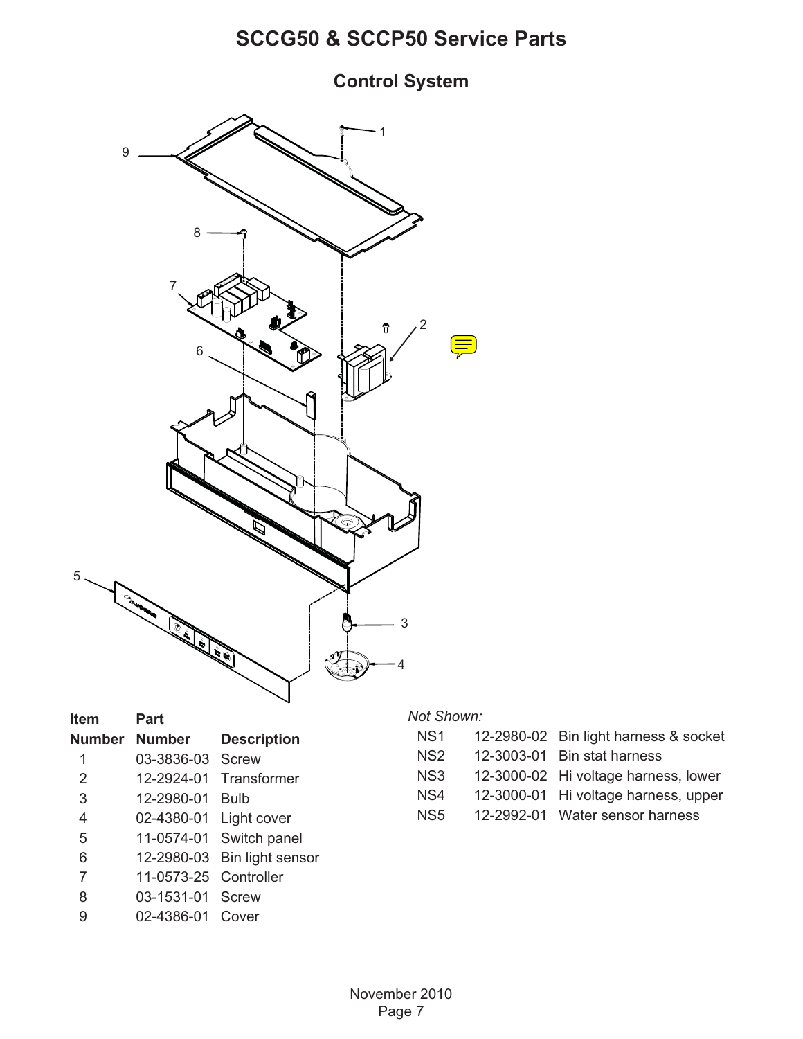# SCCG50 & SCCP50 Service Parts

## Control System

| Item Number | Part Number | Description |
|---|---|---|
| 1 | 03-3836-03 | Screw |
| 2 | 12-2924-01 | Transformer |
| 3 | 12-2980-01 | Bulb |
| 4 | 02-4380-01 | Light cover |
| 5 | 11-0574-01 | Switch panel |
| 6 | 12-2980-03 | Bin light sensor |
| 7 | 11-0573-25 | Controller |
| 8 | 03-1531-01 | Screw |
| 9 | 02-4386-01 | Cover |

*Not Shown:*

| | | |
|---|---|---|
| NS1 | 12-2980-02 | Bin light harness & socket |
| NS2 | 12-3003-01 | Bin stat harness |
| NS3 | 12-3000-02 | Hi voltage harness, lower |
| NS4 | 12-3000-01 | Hi voltage harness, upper |
| NS5 | 12-2992-01 | Water sensor harness |

November 2010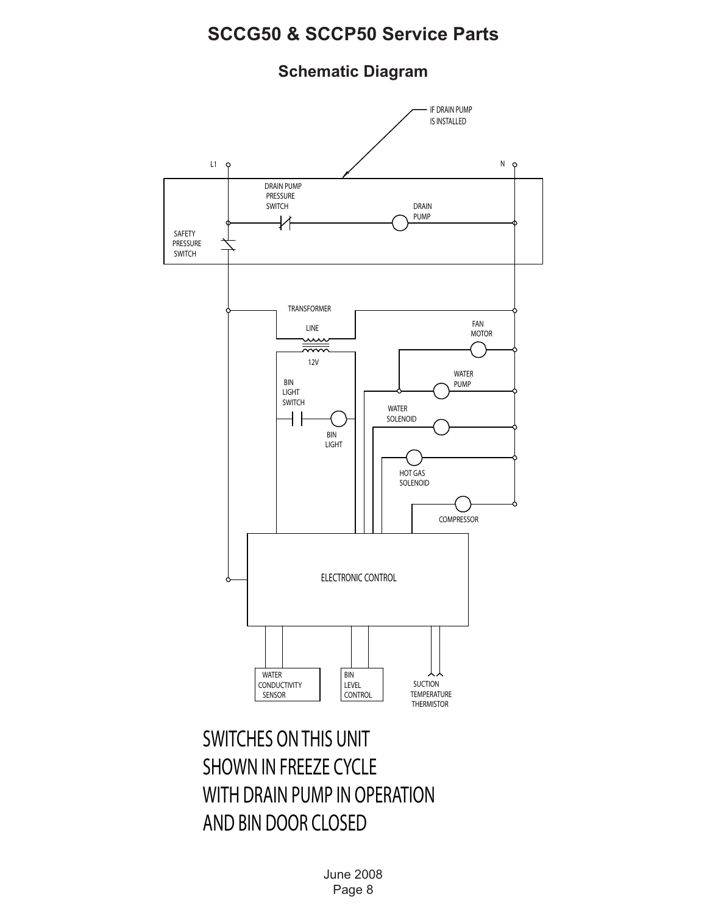# SCCG50 & SCCP50 Service Parts

## Schematic Diagram

IF DRAIN PUMP IS INSTALLED

L1

N

DRAIN PUMP PRESSURE SWITCH

DRAIN PUMP

SAFETY PRESSURE SWITCH

TRANSFORMER

LINE

12V

FAN MOTOR

WATER PUMP

BIN LIGHT SWITCH

WATER SOLENOID

BIN LIGHT

HOT GAS SOLENOID

COMPRESSOR

ELECTRONIC CONTROL

WATER CONDUCTIVITY SENSOR

BIN LEVEL CONTROL

SUCTION TEMPERATURE THERMISTOR

SWITCHES ON THIS UNIT SHOWN IN FREEZE CYCLE WITH DRAIN PUMP IN OPERATION AND BIN DOOR CLOSED

June 2008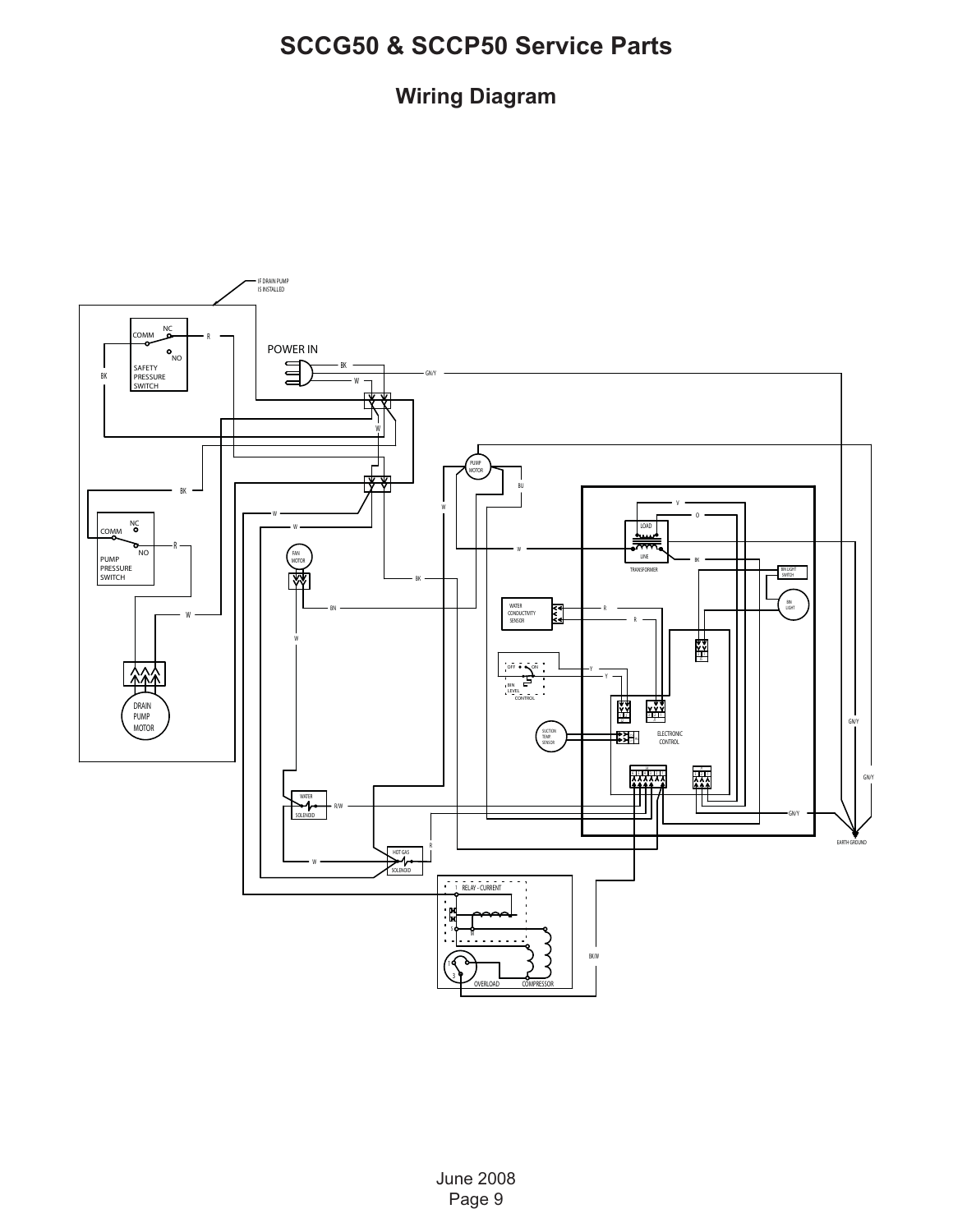## Wiring Diagram

IF DRAIN PUMP IS INSTALLED

COMM NC NO

SAFETY PRESSURE SWITCH

POWER IN

BK

W

GN/Y

R

PUMP MOTOR

BU

COMM NC NO

PUMP PRESSURE SWITCH

FAN MOTOR

LOAD

LINE

TRANSFORMER

V

O

BIN LIGHT SWITCH

BIN LIGHT

WATER CONDUCTIVITY SENSOR

BN

OFF ON

BIN LEVEL CONTROL

Y

SUCTION TEMP. SENSOR

ELECTRONIC CONTROL

DRAIN PUMP MOTOR

WATER SOLENOID

R/W

HOT GAS SOLENOID

EARTH GROUND

RELAY - CURRENT

1

S

M

3

OVERLOAD

COMPRESSOR

BK/W